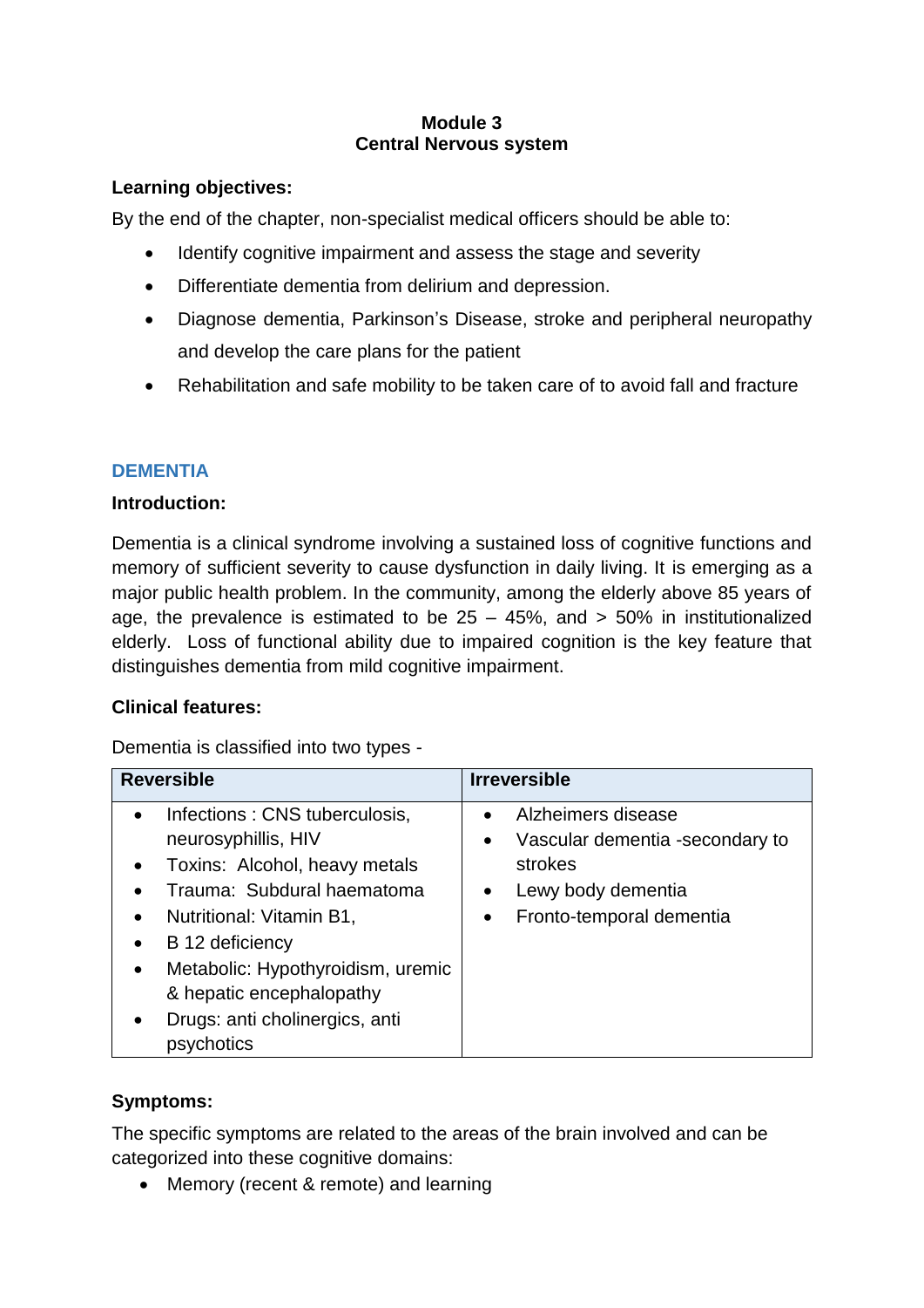# Module 3
# Central Nervous system

**Learning objectives:**

By the end of the chapter, non-specialist medical officers should be able to:

- Identify cognitive impairment and assess the stage and severity
- Differentiate dementia from delirium and depression.
- Diagnose dementia, Parkinson's Disease, stroke and peripheral neuropathy and develop the care plans for the patient
- Rehabilitation and safe mobility to be taken care of to avoid fall and fracture

## DEMENTIA

**Introduction:**

Dementia is a clinical syndrome involving a sustained loss of cognitive functions and memory of sufficient severity to cause dysfunction in daily living. It is emerging as a major public health problem. In the community, among the elderly above 85 years of age, the prevalence is estimated to be 25 – 45%, and > 50% in institutionalized elderly. Loss of functional ability due to impaired cognition is the key feature that distinguishes dementia from mild cognitive impairment.

**Clinical features:**

Dementia is classified into two types -

| Reversible | Irreversible |
|---|---|
| • Infections : CNS tuberculosis, neurosyphillis, HIV<br>• Toxins: Alcohol, heavy metals<br>• Trauma: Subdural haematoma<br>• Nutritional: Vitamin B1,<br>• B 12 deficiency<br>• Metabolic: Hypothyroidism, uremic & hepatic encephalopathy<br>• Drugs: anti cholinergics, anti psychotics | • Alzheimers disease<br>• Vascular dementia -secondary to strokes<br>• Lewy body dementia<br>• Fronto-temporal dementia |

**Symptoms:**

The specific symptoms are related to the areas of the brain involved and can be categorized into these cognitive domains:

- Memory (recent & remote) and learning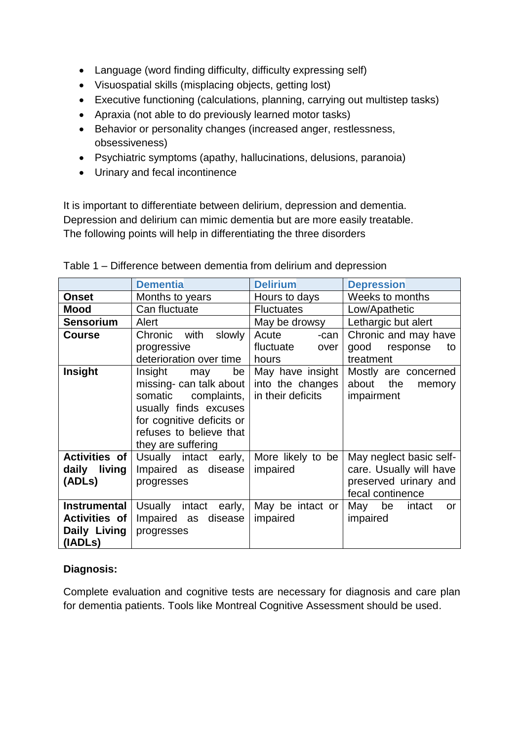- Language (word finding difficulty, difficulty expressing self)
- Visuospatial skills (misplacing objects, getting lost)
- Executive functioning (calculations, planning, carrying out multistep tasks)
- Apraxia (not able to do previously learned motor tasks)
- Behavior or personality changes (increased anger, restlessness, obsessiveness)
- Psychiatric symptoms (apathy, hallucinations, delusions, paranoia)
- Urinary and fecal incontinence

It is important to differentiate between delirium, depression and dementia. Depression and delirium can mimic dementia but are more easily treatable. The following points will help in differentiating the three disorders

Table 1 – Difference between dementia from delirium and depression

| | **Dementia** | **Delirium** | **Depression** |
|---|---|---|---|
| **Onset** | Months to years | Hours to days | Weeks to months |
| **Mood** | Can fluctuate | Fluctuates | Low/Apathetic |
| **Sensorium** | Alert | May be drowsy | Lethargic but alert |
| **Course** | Chronic with slowly progressive deterioration over time | Acute -can fluctuate over hours | Chronic and may have good response to treatment |
| **Insight** | Insight may be missing- can talk about somatic complaints, usually finds excuses for cognitive deficits or refuses to believe that they are suffering | May have insight into the changes in their deficits | Mostly are concerned about the memory impairment |
| **Activities of daily living (ADLs)** | Usually intact early, Impaired as disease progresses | More likely to be impaired | May neglect basic self-care. Usually will have preserved urinary and fecal continence |
| **Instrumental Activities of Daily Living (IADLs)** | Usually intact early, Impaired as disease progresses | May be intact or impaired | May be intact or impaired |

**Diagnosis:**

Complete evaluation and cognitive tests are necessary for diagnosis and care plan for dementia patients. Tools like Montreal Cognitive Assessment should be used.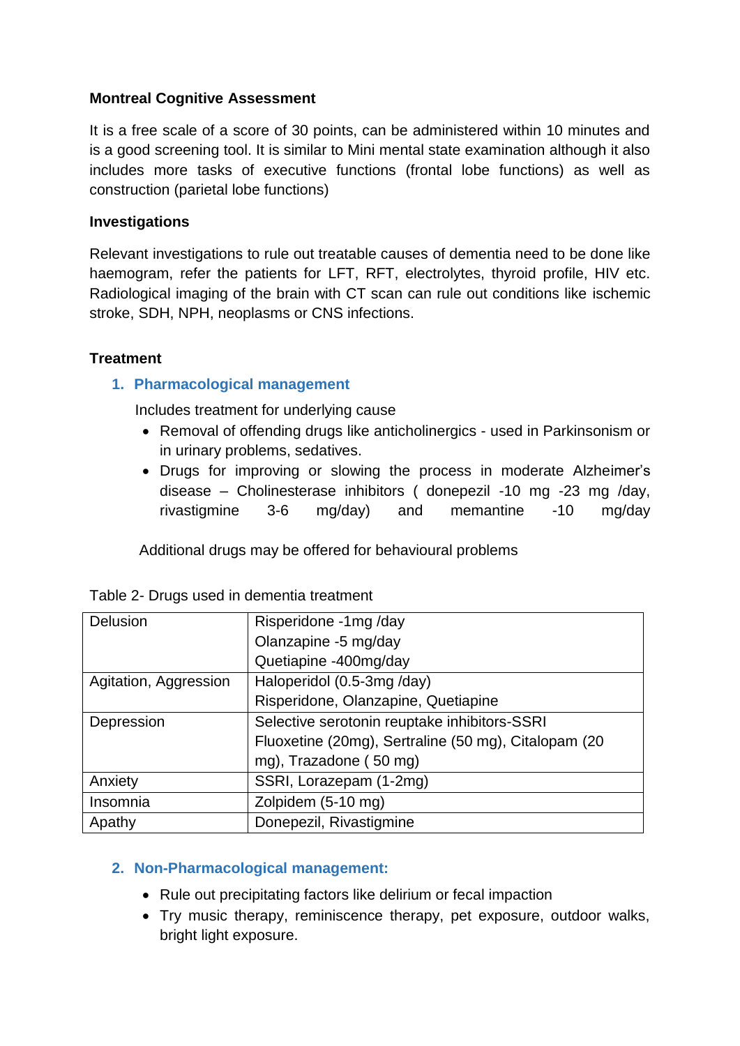**Montreal Cognitive Assessment**

It is a free scale of a score of 30 points, can be administered within 10 minutes and is a good screening tool. It is similar to Mini mental state examination although it also includes more tasks of executive functions (frontal lobe functions) as well as construction (parietal lobe functions)

**Investigations**

Relevant investigations to rule out treatable causes of dementia need to be done like haemogram, refer the patients for LFT, RFT, electrolytes, thyroid profile, HIV etc. Radiological imaging of the brain with CT scan can rule out conditions like ischemic stroke, SDH, NPH, neoplasms or CNS infections.

**Treatment**

1. **Pharmacological management**

   Includes treatment for underlying cause

   - Removal of offending drugs like anticholinergics - used in Parkinsonism or in urinary problems, sedatives.
   - Drugs for improving or slowing the process in moderate Alzheimer's disease – Cholinesterase inhibitors ( donepezil -10 mg -23 mg /day, rivastigmine 3-6 mg/day) and memantine -10 mg/day

   Additional drugs may be offered for behavioural problems

Table 2- Drugs used in dementia treatment

| | |
|---|---|
| Delusion | Risperidone -1mg /day<br>Olanzapine -5 mg/day<br>Quetiapine -400mg/day |
| Agitation, Aggression | Haloperidol (0.5-3mg /day)<br>Risperidone, Olanzapine, Quetiapine |
| Depression | Selective serotonin reuptake inhibitors-SSRI<br>Fluoxetine (20mg), Sertraline (50 mg), Citalopam (20 mg), Trazadone ( 50 mg) |
| Anxiety | SSRI, Lorazepam (1-2mg) |
| Insomnia | Zolpidem (5-10 mg) |
| Apathy | Donepezil, Rivastigmine |

2. **Non-Pharmacological management:**

   - Rule out precipitating factors like delirium or fecal impaction
   - Try music therapy, reminiscence therapy, pet exposure, outdoor walks, bright light exposure.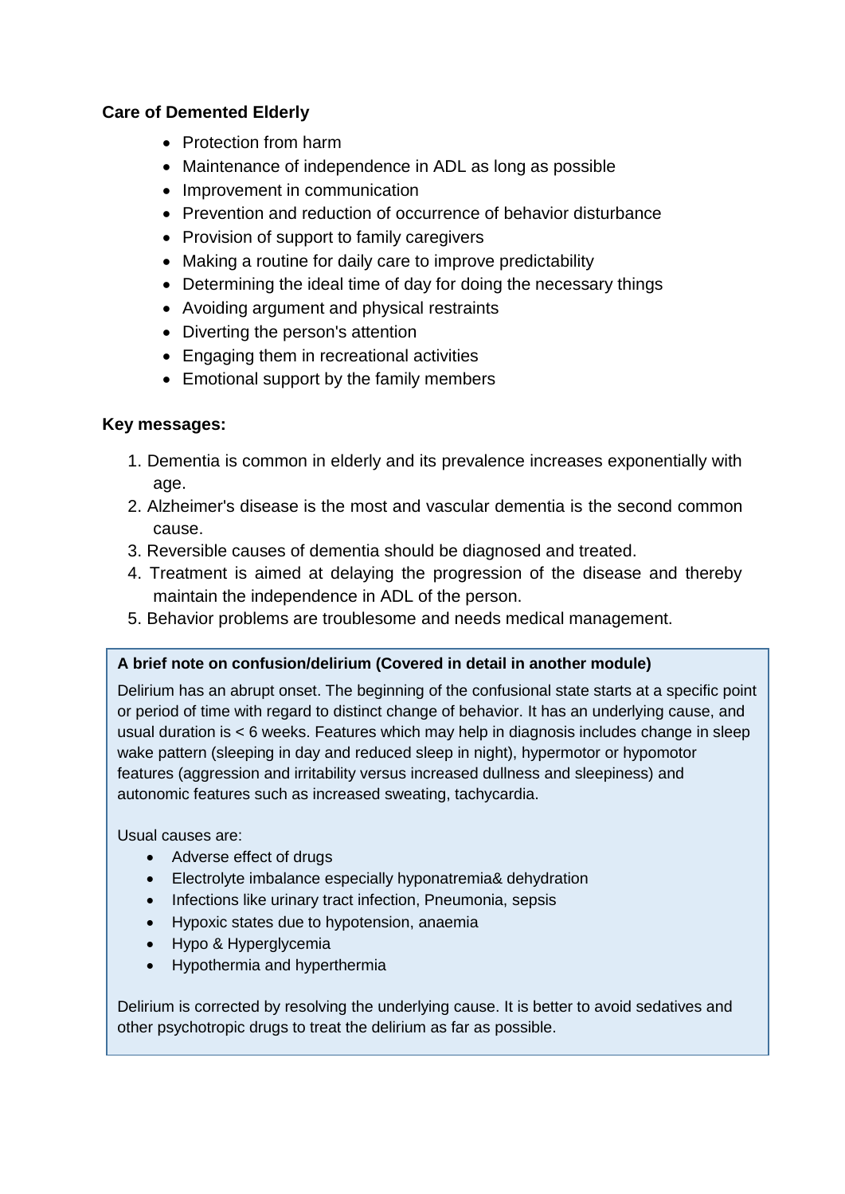**Care of Demented Elderly**

- Protection from harm
- Maintenance of independence in ADL as long as possible
- Improvement in communication
- Prevention and reduction of occurrence of behavior disturbance
- Provision of support to family caregivers
- Making a routine for daily care to improve predictability
- Determining the ideal time of day for doing the necessary things
- Avoiding argument and physical restraints
- Diverting the person's attention
- Engaging them in recreational activities
- Emotional support by the family members

**Key messages:**

1. Dementia is common in elderly and its prevalence increases exponentially with age.
2. Alzheimer's disease is the most and vascular dementia is the second common cause.
3. Reversible causes of dementia should be diagnosed and treated.
4. Treatment is aimed at delaying the progression of the disease and thereby maintain the independence in ADL of the person.
5. Behavior problems are troublesome and needs medical management.

**A brief note on confusion/delirium (Covered in detail in another module)**

Delirium has an abrupt onset. The beginning of the confusional state starts at a specific point or period of time with regard to distinct change of behavior. It has an underlying cause, and usual duration is < 6 weeks. Features which may help in diagnosis includes change in sleep wake pattern (sleeping in day and reduced sleep in night), hypermotor or hypomotor features (aggression and irritability versus increased dullness and sleepiness) and autonomic features such as increased sweating, tachycardia.

Usual causes are:

- Adverse effect of drugs
- Electrolyte imbalance especially hyponatremia& dehydration
- Infections like urinary tract infection, Pneumonia, sepsis
- Hypoxic states due to hypotension, anaemia
- Hypo & Hyperglycemia
- Hypothermia and hyperthermia

Delirium is corrected by resolving the underlying cause. It is better to avoid sedatives and other psychotropic drugs to treat the delirium as far as possible.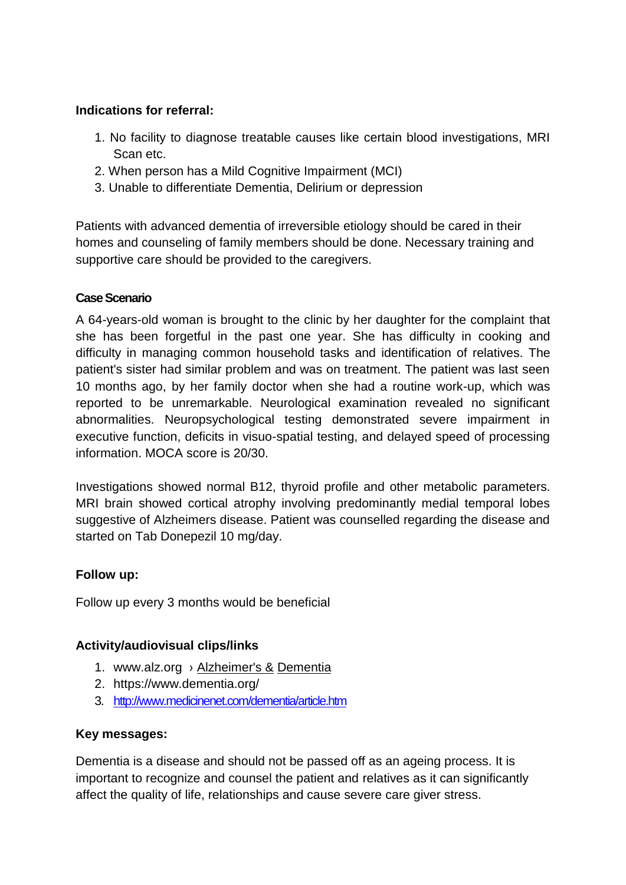**Indications for referral:**

1. No facility to diagnose treatable causes like certain blood investigations, MRI Scan etc.
2. When person has a Mild Cognitive Impairment (MCI)
3. Unable to differentiate Dementia, Delirium or depression

Patients with advanced dementia of irreversible etiology should be cared in their homes and counseling of family members should be done. Necessary training and supportive care should be provided to the caregivers.

**Case Scenario**

A 64-years-old woman is brought to the clinic by her daughter for the complaint that she has been forgetful in the past one year. She has difficulty in cooking and difficulty in managing common household tasks and identification of relatives. The patient's sister had similar problem and was on treatment. The patient was last seen 10 months ago, by her family doctor when she had a routine work-up, which was reported to be unremarkable. Neurological examination revealed no significant abnormalities. Neuropsychological testing demonstrated severe impairment in executive function, deficits in visuo-spatial testing, and delayed speed of processing information. MOCA score is 20/30.

Investigations showed normal B12, thyroid profile and other metabolic parameters. MRI brain showed cortical atrophy involving predominantly medial temporal lobes suggestive of Alzheimers disease. Patient was counselled regarding the disease and started on Tab Donepezil 10 mg/day.

**Follow up:**

Follow up every 3 months would be beneficial

**Activity/audiovisual clips/links**

1. www.alz.org › Alzheimer's & Dementia
2. https://www.dementia.org/
3. http://www.medicinenet.com/dementia/article.htm

**Key messages:**

Dementia is a disease and should not be passed off as an ageing process. It is important to recognize and counsel the patient and relatives as it can significantly affect the quality of life, relationships and cause severe care giver stress.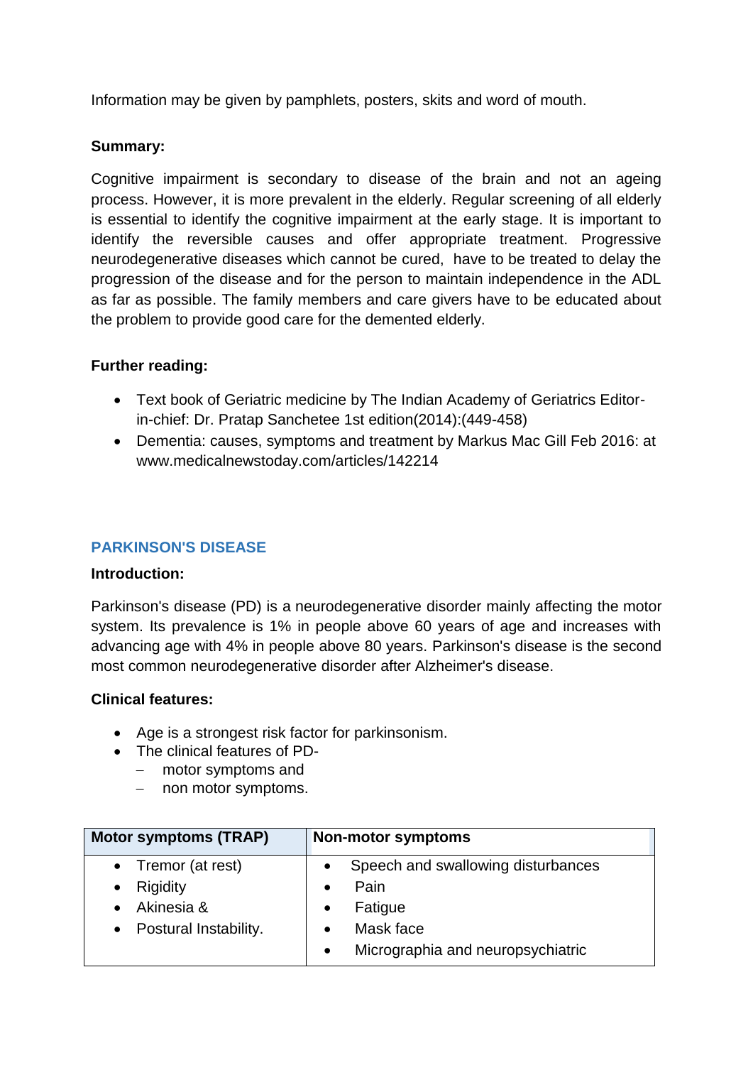Information may be given by pamphlets, posters, skits and word of mouth.

**Summary:**

Cognitive impairment is secondary to disease of the brain and not an ageing process. However, it is more prevalent in the elderly. Regular screening of all elderly is essential to identify the cognitive impairment at the early stage. It is important to identify the reversible causes and offer appropriate treatment. Progressive neurodegenerative diseases which cannot be cured, have to be treated to delay the progression of the disease and for the person to maintain independence in the ADL as far as possible. The family members and care givers have to be educated about the problem to provide good care for the demented elderly.

**Further reading:**

- Text book of Geriatric medicine by The Indian Academy of Geriatrics Editor-in-chief: Dr. Pratap Sanchetee 1st edition(2014):(449-458)
- Dementia: causes, symptoms and treatment by Markus Mac Gill Feb 2016: at www.medicalnewstoday.com/articles/142214

## PARKINSON'S DISEASE

**Introduction:**

Parkinson's disease (PD) is a neurodegenerative disorder mainly affecting the motor system. Its prevalence is 1% in people above 60 years of age and increases with advancing age with 4% in people above 80 years. Parkinson's disease is the second most common neurodegenerative disorder after Alzheimer's disease.

**Clinical features:**

- Age is a strongest risk factor for parkinsonism.
- The clinical features of PD-
  - motor symptoms and
  - non motor symptoms.

| Motor symptoms (TRAP) | Non-motor symptoms |
|---|---|
| • Tremor (at rest)<br>• Rigidity<br>• Akinesia &<br>• Postural Instability. | • Speech and swallowing disturbances<br>• Pain<br>• Fatigue<br>• Mask face<br>• Micrographia and neuropsychiatric |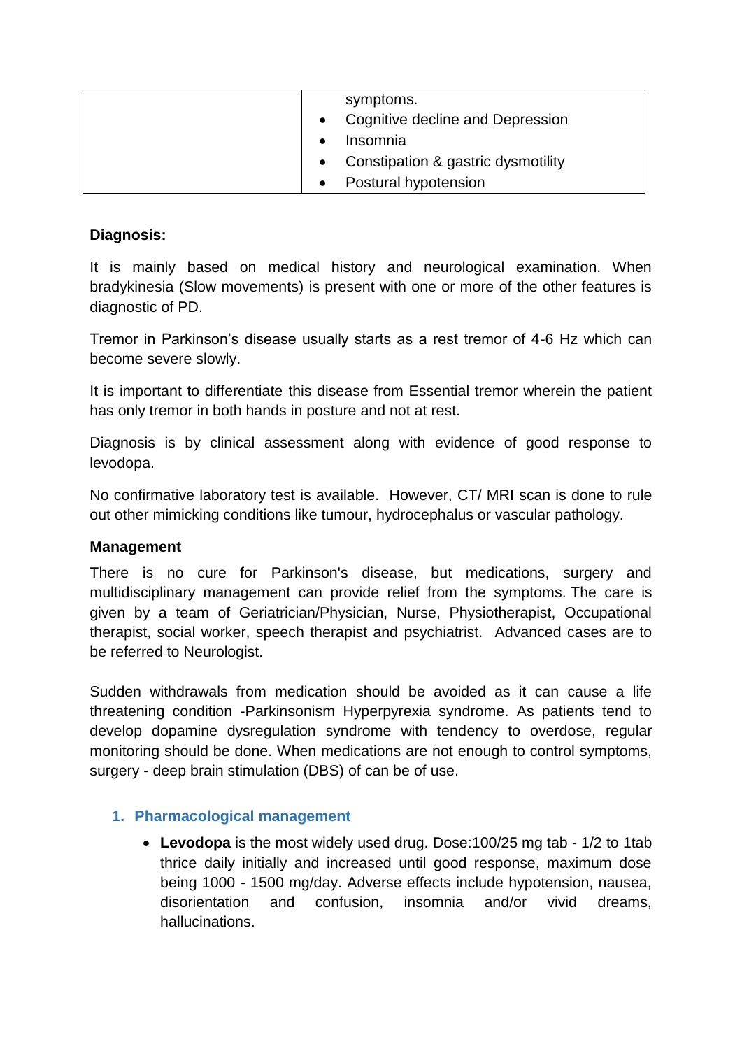| | symptoms.<br>• Cognitive decline and Depression<br>• Insomnia<br>• Constipation & gastric dysmotility<br>• Postural hypotension |
|---|---|

**Diagnosis:**

It is mainly based on medical history and neurological examination. When bradykinesia (Slow movements) is present with one or more of the other features is diagnostic of PD.

Tremor in Parkinson's disease usually starts as a rest tremor of 4-6 Hz which can become severe slowly.

It is important to differentiate this disease from Essential tremor wherein the patient has only tremor in both hands in posture and not at rest.

Diagnosis is by clinical assessment along with evidence of good response to levodopa.

No confirmative laboratory test is available. However, CT/ MRI scan is done to rule out other mimicking conditions like tumour, hydrocephalus or vascular pathology.

**Management**

There is no cure for Parkinson's disease, but medications, surgery and multidisciplinary management can provide relief from the symptoms. The care is given by a team of Geriatrician/Physician, Nurse, Physiotherapist, Occupational therapist, social worker, speech therapist and psychiatrist. Advanced cases are to be referred to Neurologist.

Sudden withdrawals from medication should be avoided as it can cause a life threatening condition -Parkinsonism Hyperpyrexia syndrome. As patients tend to develop dopamine dysregulation syndrome with tendency to overdose, regular monitoring should be done. When medications are not enough to control symptoms, surgery - deep brain stimulation (DBS) of can be of use.

1. **Pharmacological management**

   - **Levodopa** is the most widely used drug. Dose:100/25 mg tab - 1/2 to 1tab thrice daily initially and increased until good response, maximum dose being 1000 - 1500 mg/day. Adverse effects include hypotension, nausea, disorientation and confusion, insomnia and/or vivid dreams, hallucinations.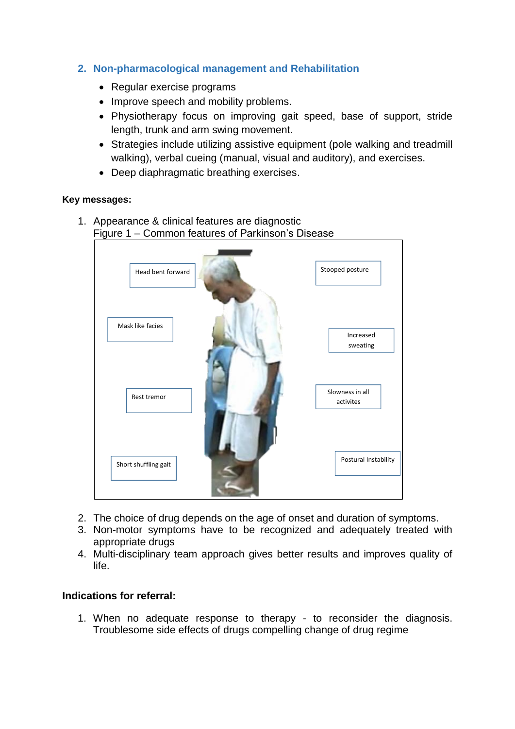## 2. Non-pharmacological management and Rehabilitation

- Regular exercise programs
- Improve speech and mobility problems.
- Physiotherapy focus on improving gait speed, base of support, stride length, trunk and arm swing movement.
- Strategies include utilizing assistive equipment (pole walking and treadmill walking), verbal cueing (manual, visual and auditory), and exercises.
- Deep diaphragmatic breathing exercises.

**Key messages:**

1. Appearance & clinical features are diagnostic
   Figure 1 – Common features of Parkinson's Disease

   Head bent forward

   Stooped posture

   Mask like facies

   Increased sweating

   Rest tremor

   Slowness in all activites

   Short shuffling gait

   Postural Instability

2. The choice of drug depends on the age of onset and duration of symptoms.
3. Non-motor symptoms have to be recognized and adequately treated with appropriate drugs
4. Multi-disciplinary team approach gives better results and improves quality of life.

**Indications for referral:**

1. When no adequate response to therapy - to reconsider the diagnosis. Troublesome side effects of drugs compelling change of drug regime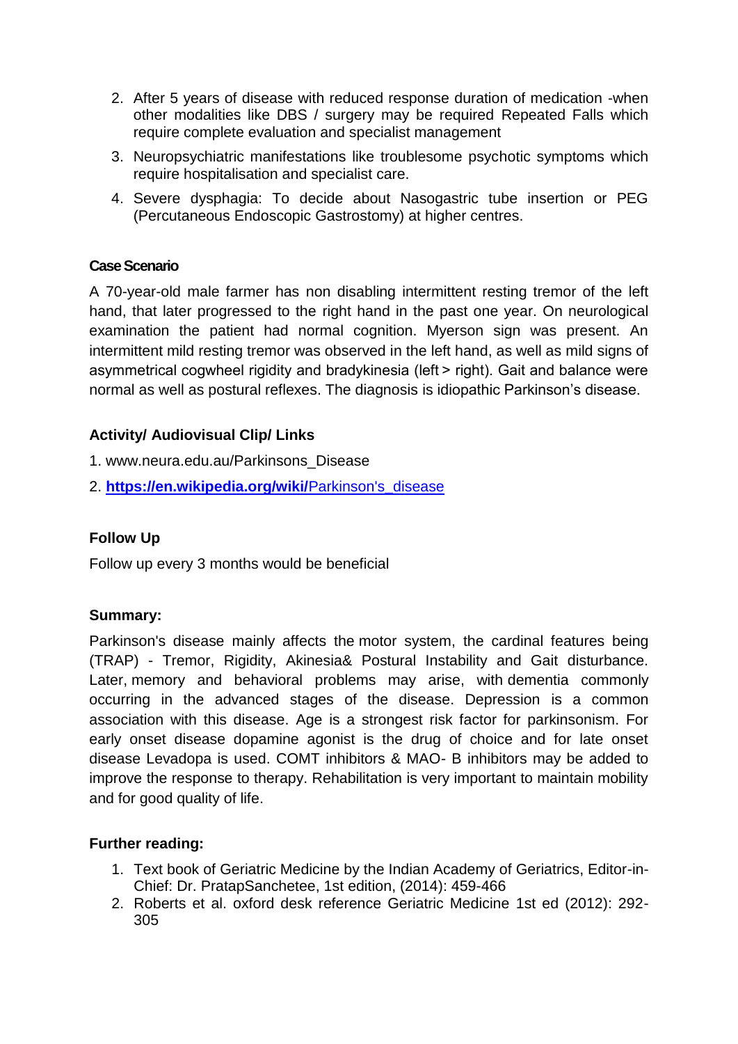2. After 5 years of disease with reduced response duration of medication -when other modalities like DBS / surgery may be required Repeated Falls which require complete evaluation and specialist management
3. Neuropsychiatric manifestations like troublesome psychotic symptoms which require hospitalisation and specialist care.
4. Severe dysphagia: To decide about Nasogastric tube insertion or PEG (Percutaneous Endoscopic Gastrostomy) at higher centres.

**Case Scenario**

A 70-year-old male farmer has non disabling intermittent resting tremor of the left hand, that later progressed to the right hand in the past one year. On neurological examination the patient had normal cognition. Myerson sign was present. An intermittent mild resting tremor was observed in the left hand, as well as mild signs of asymmetrical cogwheel rigidity and bradykinesia (left > right). Gait and balance were normal as well as postural reflexes. The diagnosis is idiopathic Parkinson's disease.

**Activity/ Audiovisual Clip/ Links**

1. www.neura.edu.au/Parkinsons_Disease
2. **https://en.wikipedia.org/wiki/**Parkinson's_disease

**Follow Up**

Follow up every 3 months would be beneficial

**Summary:**

Parkinson's disease mainly affects the motor system, the cardinal features being (TRAP) - Tremor, Rigidity, Akinesia& Postural Instability and Gait disturbance. Later, memory and behavioral problems may arise, with dementia commonly occurring in the advanced stages of the disease. Depression is a common association with this disease. Age is a strongest risk factor for parkinsonism. For early onset disease dopamine agonist is the drug of choice and for late onset disease Levadopa is used. COMT inhibitors & MAO- B inhibitors may be added to improve the response to therapy. Rehabilitation is very important to maintain mobility and for good quality of life.

**Further reading:**

1. Text book of Geriatric Medicine by the Indian Academy of Geriatrics, Editor-in-Chief: Dr. PratapSanchetee, 1st edition, (2014): 459-466
2. Roberts et al. oxford desk reference Geriatric Medicine 1st ed (2012): 292-305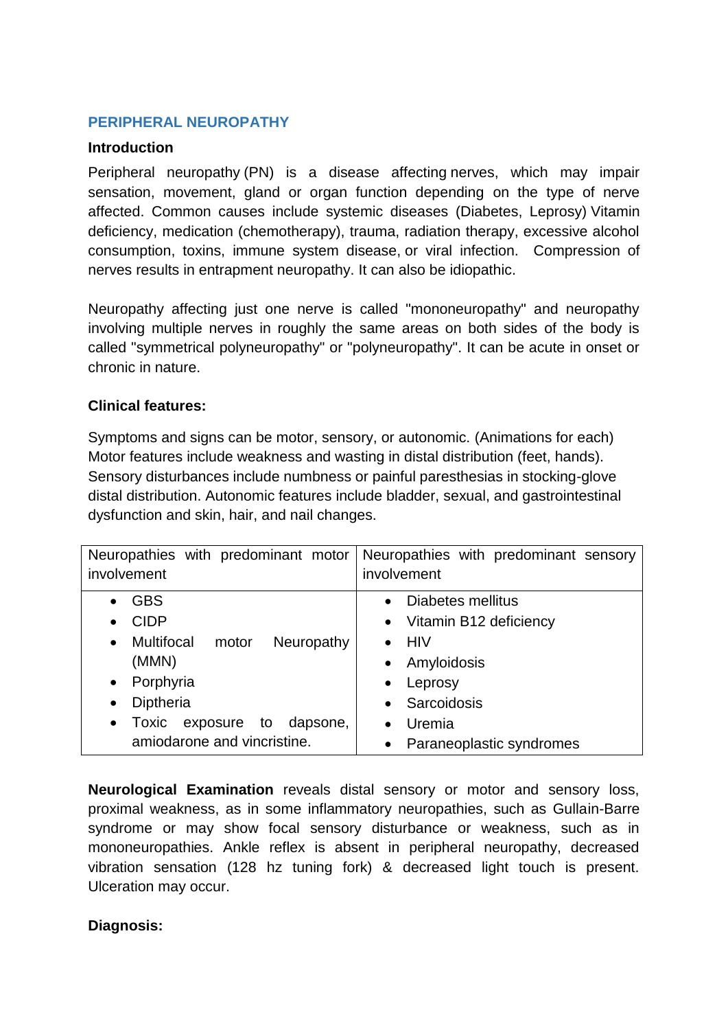## PERIPHERAL NEUROPATHY

### Introduction

Peripheral neuropathy (PN) is a disease affecting nerves, which may impair sensation, movement, gland or organ function depending on the type of nerve affected. Common causes include systemic diseases (Diabetes, Leprosy) Vitamin deficiency, medication (chemotherapy), trauma, radiation therapy, excessive alcohol consumption, toxins, immune system disease, or viral infection. Compression of nerves results in entrapment neuropathy. It can also be idiopathic.

Neuropathy affecting just one nerve is called "mononeuropathy" and neuropathy involving multiple nerves in roughly the same areas on both sides of the body is called "symmetrical polyneuropathy" or "polyneuropathy". It can be acute in onset or chronic in nature.

### Clinical features:

Symptoms and signs can be motor, sensory, or autonomic. (Animations for each) Motor features include weakness and wasting in distal distribution (feet, hands). Sensory disturbances include numbness or painful paresthesias in stocking-glove distal distribution. Autonomic features include bladder, sexual, and gastrointestinal dysfunction and skin, hair, and nail changes.

| Neuropathies with predominant motor involvement | Neuropathies with predominant sensory involvement |
|---|---|
| • GBS<br>• CIDP<br>• Multifocal motor Neuropathy (MMN)<br>• Porphyria<br>• Diptheria<br>• Toxic exposure to dapsone, amiodarone and vincristine. | • Diabetes mellitus<br>• Vitamin B12 deficiency<br>• HIV<br>• Amyloidosis<br>• Leprosy<br>• Sarcoidosis<br>• Uremia<br>• Paraneoplastic syndromes |

**Neurological Examination** reveals distal sensory or motor and sensory loss, proximal weakness, as in some inflammatory neuropathies, such as Gullain-Barre syndrome or may show focal sensory disturbance or weakness, such as in mononeuropathies. Ankle reflex is absent in peripheral neuropathy, decreased vibration sensation (128 hz tuning fork) & decreased light touch is present. Ulceration may occur.

### Diagnosis: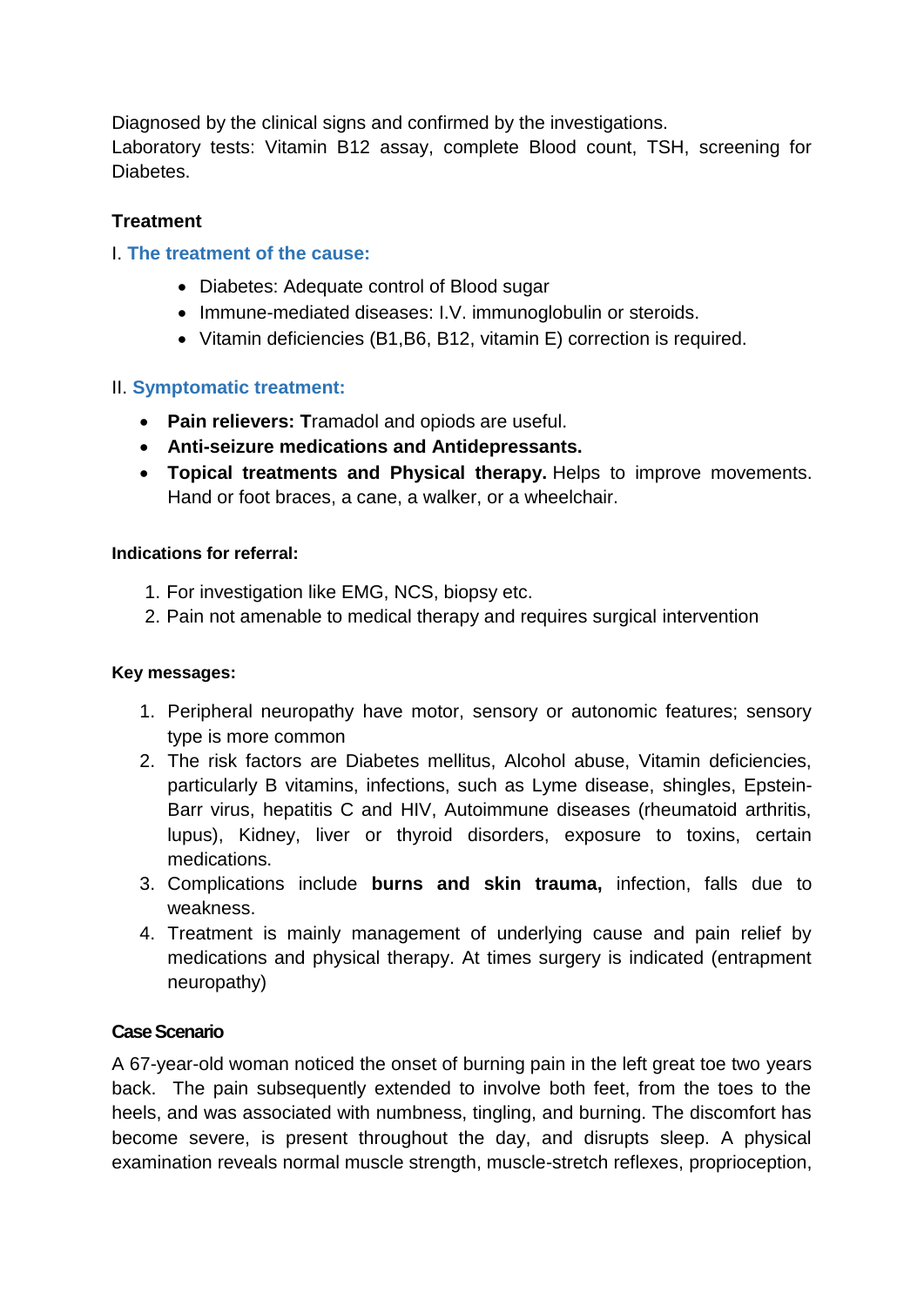Diagnosed by the clinical signs and confirmed by the investigations.
Laboratory tests: Vitamin B12 assay, complete Blood count, TSH, screening for Diabetes.

**Treatment**

I. **The treatment of the cause:**

- Diabetes: Adequate control of Blood sugar
- Immune-mediated diseases: I.V. immunoglobulin or steroids.
- Vitamin deficiencies (B1,B6, B12, vitamin E) correction is required.

II. **Symptomatic treatment:**

- **Pain relievers: T**ramadol and opiods are useful.
- **Anti-seizure medications and Antidepressants.**
- **Topical treatments and Physical therapy.** Helps to improve movements. Hand or foot braces, a cane, a walker, or a wheelchair.

**Indications for referral:**

1. For investigation like EMG, NCS, biopsy etc.
2. Pain not amenable to medical therapy and requires surgical intervention

**Key messages:**

1. Peripheral neuropathy have motor, sensory or autonomic features; sensory type is more common
2. The risk factors are Diabetes mellitus, Alcohol abuse, Vitamin deficiencies, particularly B vitamins, infections, such as Lyme disease, shingles, Epstein-Barr virus, hepatitis C and HIV, Autoimmune diseases (rheumatoid arthritis, lupus), Kidney, liver or thyroid disorders, exposure to toxins, certain medications.
3. Complications include **burns and skin trauma,** infection, falls due to weakness.
4. Treatment is mainly management of underlying cause and pain relief by medications and physical therapy. At times surgery is indicated (entrapment neuropathy)

**Case Scenario**

A 67-year-old woman noticed the onset of burning pain in the left great toe two years back. The pain subsequently extended to involve both feet, from the toes to the heels, and was associated with numbness, tingling, and burning. The discomfort has become severe, is present throughout the day, and disrupts sleep. A physical examination reveals normal muscle strength, muscle-stretch reflexes, proprioception,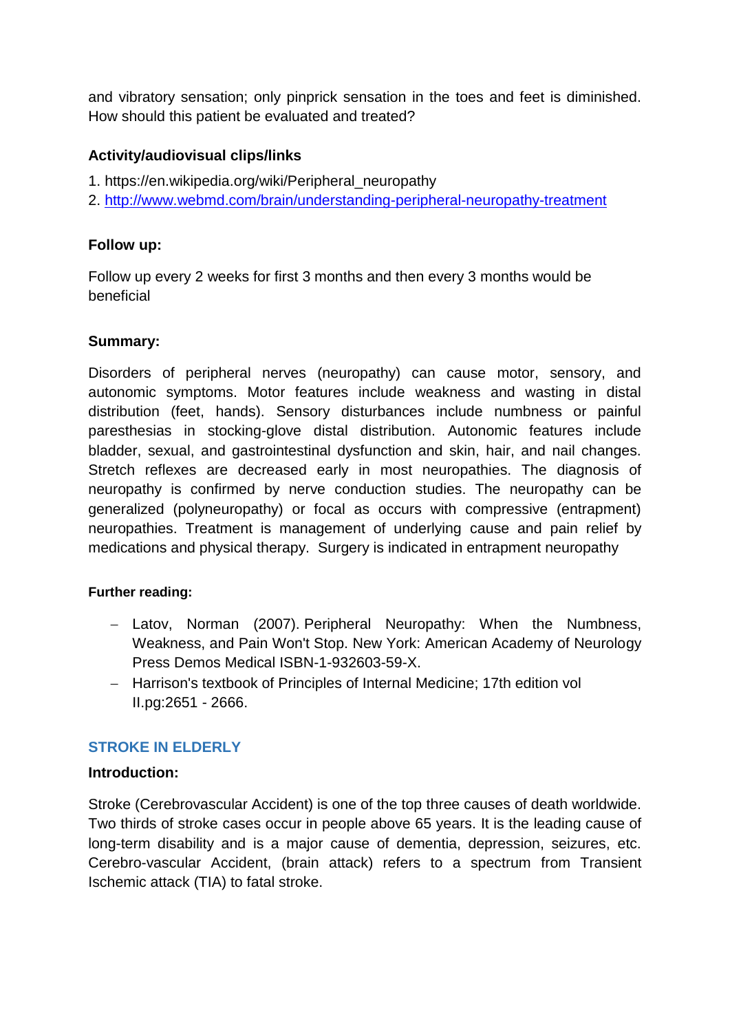and vibratory sensation; only pinprick sensation in the toes and feet is diminished. How should this patient be evaluated and treated?

### Activity/audiovisual clips/links

1. https://en.wikipedia.org/wiki/Peripheral_neuropathy
2. http://www.webmd.com/brain/understanding-peripheral-neuropathy-treatment

### Follow up:

Follow up every 2 weeks for first 3 months and then every 3 months would be beneficial

### Summary:

Disorders of peripheral nerves (neuropathy) can cause motor, sensory, and autonomic symptoms. Motor features include weakness and wasting in distal distribution (feet, hands). Sensory disturbances include numbness or painful paresthesias in stocking-glove distal distribution. Autonomic features include bladder, sexual, and gastrointestinal dysfunction and skin, hair, and nail changes. Stretch reflexes are decreased early in most neuropathies. The diagnosis of neuropathy is confirmed by nerve conduction studies. The neuropathy can be generalized (polyneuropathy) or focal as occurs with compressive (entrapment) neuropathies. Treatment is management of underlying cause and pain relief by medications and physical therapy. Surgery is indicated in entrapment neuropathy

#### Further reading:

- Latov, Norman (2007). Peripheral Neuropathy: When the Numbness, Weakness, and Pain Won't Stop. New York: American Academy of Neurology Press Demos Medical ISBN-1-932603-59-X.
- Harrison's textbook of Principles of Internal Medicine; 17th edition vol II.pg:2651 - 2666.

## STROKE IN ELDERLY

### Introduction:

Stroke (Cerebrovascular Accident) is one of the top three causes of death worldwide. Two thirds of stroke cases occur in people above 65 years. It is the leading cause of long-term disability and is a major cause of dementia, depression, seizures, etc. Cerebro-vascular Accident, (brain attack) refers to a spectrum from Transient Ischemic attack (TIA) to fatal stroke.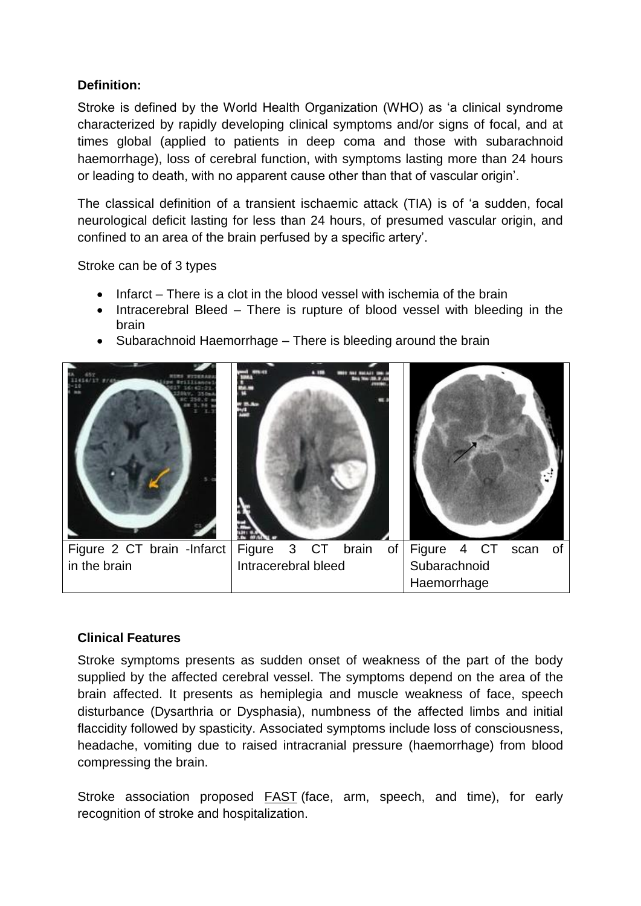**Definition:**

Stroke is defined by the World Health Organization (WHO) as 'a clinical syndrome characterized by rapidly developing clinical symptoms and/or signs of focal, and at times global (applied to patients in deep coma and those with subarachnoid haemorrhage), loss of cerebral function, with symptoms lasting more than 24 hours or leading to death, with no apparent cause other than that of vascular origin'.

The classical definition of a transient ischaemic attack (TIA) is of 'a sudden, focal neurological deficit lasting for less than 24 hours, of presumed vascular origin, and confined to an area of the brain perfused by a specific artery'.

Stroke can be of 3 types

- Infarct – There is a clot in the blood vessel with ischemia of the brain
- Intracerebral Bleed – There is rupture of blood vessel with bleeding in the brain
- Subarachnoid Haemorrhage – There is bleeding around the brain

| Figure 2 CT brain -Infarct in the brain | Figure 3 CT brain of Intracerebral bleed | Figure 4 CT scan of Subarachnoid Haemorrhage |
|---|---|---|

**Clinical Features**

Stroke symptoms presents as sudden onset of weakness of the part of the body supplied by the affected cerebral vessel. The symptoms depend on the area of the brain affected. It presents as hemiplegia and muscle weakness of face, speech disturbance (Dysarthria or Dysphasia), numbness of the affected limbs and initial flaccidity followed by spasticity. Associated symptoms include loss of consciousness, headache, vomiting due to raised intracranial pressure (haemorrhage) from blood compressing the brain.

Stroke association proposed FAST (face, arm, speech, and time), for early recognition of stroke and hospitalization.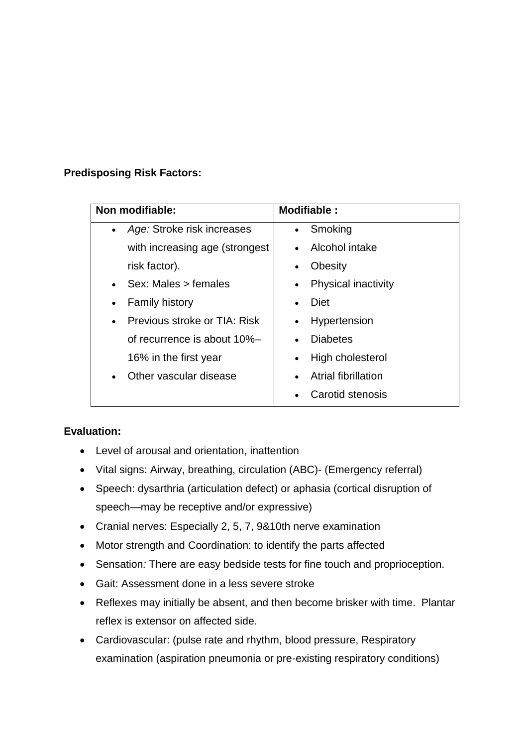**Predisposing Risk Factors:**

| Non modifiable: | Modifiable : |
|---|---|
| • *Age:* Stroke risk increases with increasing age (strongest risk factor).<br>• Sex: Males > females<br>• Family history<br>• Previous stroke or TIA: Risk of recurrence is about 10%–16% in the first year<br>• Other vascular disease | • Smoking<br>• Alcohol intake<br>• Obesity<br>• Physical inactivity<br>• Diet<br>• Hypertension<br>• Diabetes<br>• High cholesterol<br>• Atrial fibrillation<br>• Carotid stenosis |

**Evaluation:**

- Level of arousal and orientation, inattention
- Vital signs: Airway, breathing, circulation (ABC)- (Emergency referral)
- Speech: dysarthria (articulation defect) or aphasia (cortical disruption of speech—may be receptive and/or expressive)
- Cranial nerves: Especially 2, 5, 7, 9&10th nerve examination
- Motor strength and Coordination: to identify the parts affected
- Sensation*:* There are easy bedside tests for fine touch and proprioception.
- Gait: Assessment done in a less severe stroke
- Reflexes may initially be absent, and then become brisker with time. Plantar reflex is extensor on affected side.
- Cardiovascular: (pulse rate and rhythm, blood pressure, Respiratory examination (aspiration pneumonia or pre-existing respiratory conditions)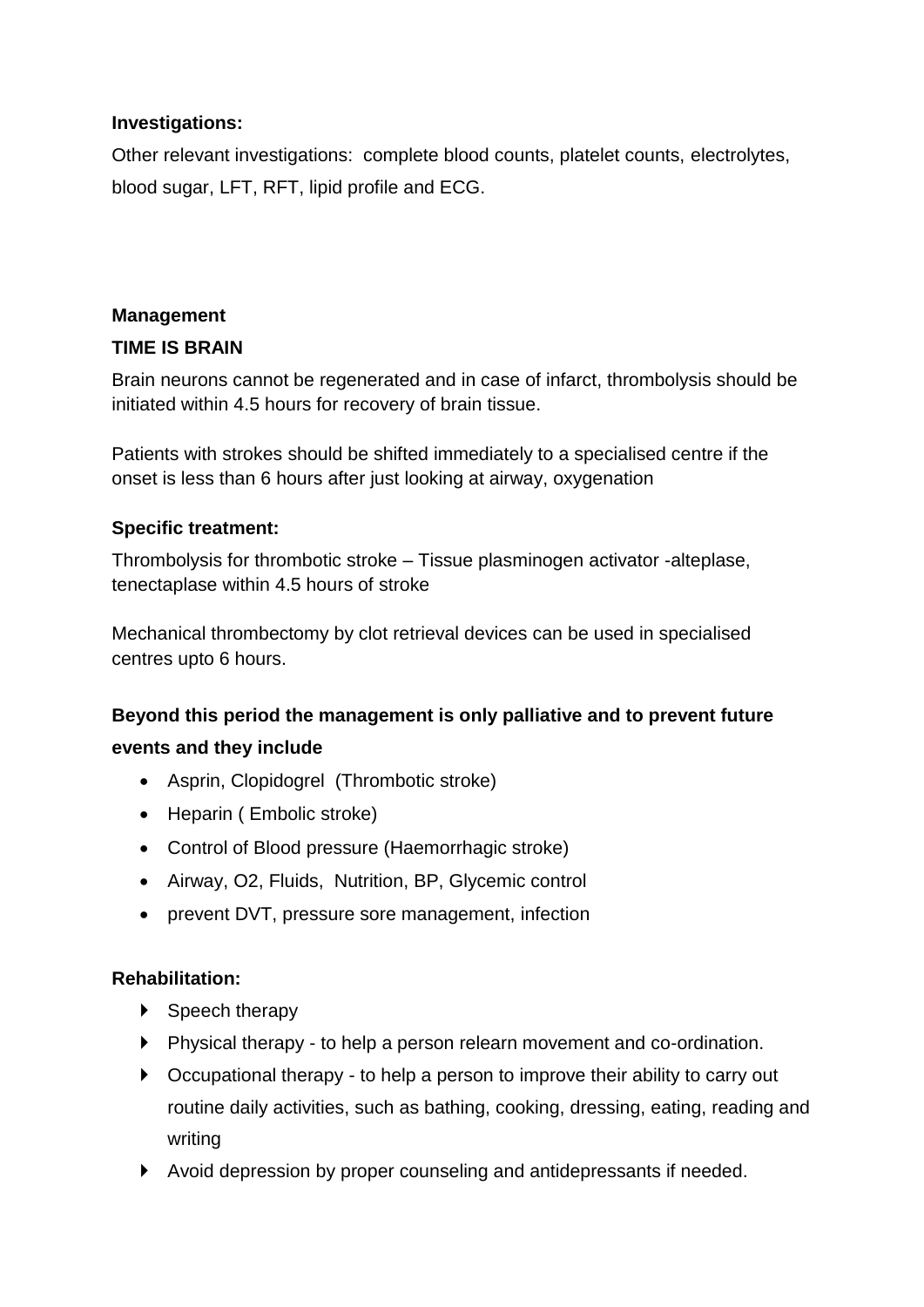**Investigations:**

Other relevant investigations: complete blood counts, platelet counts, electrolytes, blood sugar, LFT, RFT, lipid profile and ECG.

**Management**

**TIME IS BRAIN**

Brain neurons cannot be regenerated and in case of infarct, thrombolysis should be initiated within 4.5 hours for recovery of brain tissue.

Patients with strokes should be shifted immediately to a specialised centre if the onset is less than 6 hours after just looking at airway, oxygenation

**Specific treatment:**

Thrombolysis for thrombotic stroke – Tissue plasminogen activator -alteplase, tenectaplase within 4.5 hours of stroke

Mechanical thrombectomy by clot retrieval devices can be used in specialised centres upto 6 hours.

**Beyond this period the management is only palliative and to prevent future events and they include**

- Asprin, Clopidogrel (Thrombotic stroke)
- Heparin ( Embolic stroke)
- Control of Blood pressure (Haemorrhagic stroke)
- Airway, O2, Fluids, Nutrition, BP, Glycemic control
- prevent DVT, pressure sore management, infection

**Rehabilitation:**

- Speech therapy
- Physical therapy - to help a person relearn movement and co-ordination.
- Occupational therapy - to help a person to improve their ability to carry out routine daily activities, such as bathing, cooking, dressing, eating, reading and writing
- Avoid depression by proper counseling and antidepressants if needed.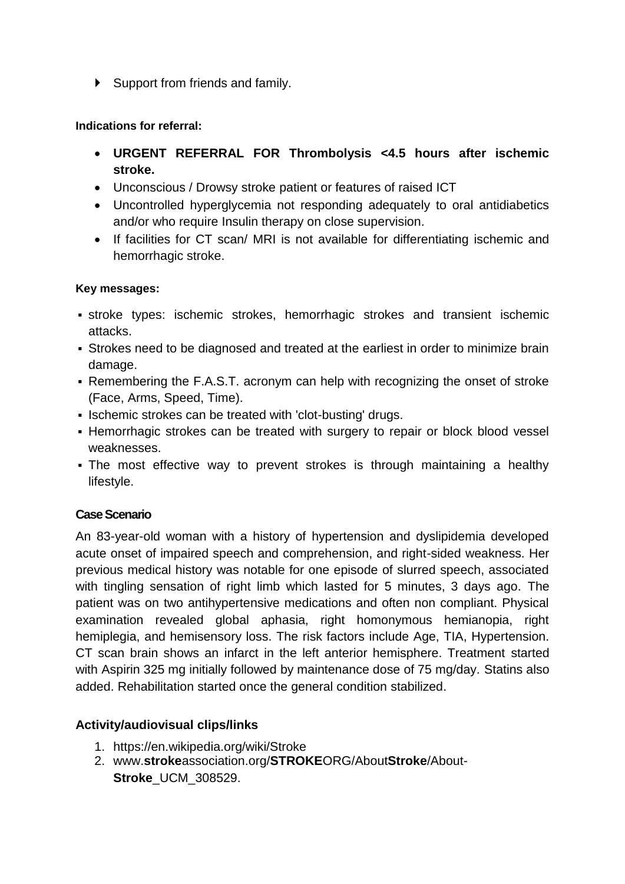- Support from friends and family.

**Indications for referral:**

- **URGENT REFERRAL FOR Thrombolysis <4.5 hours after ischemic stroke.**
- Unconscious / Drowsy stroke patient or features of raised ICT
- Uncontrolled hyperglycemia not responding adequately to oral antidiabetics and/or who require Insulin therapy on close supervision.
- If facilities for CT scan/ MRI is not available for differentiating ischemic and hemorrhagic stroke.

**Key messages:**

- stroke types: ischemic strokes, hemorrhagic strokes and transient ischemic attacks.
- Strokes need to be diagnosed and treated at the earliest in order to minimize brain damage.
- Remembering the F.A.S.T. acronym can help with recognizing the onset of stroke (Face, Arms, Speed, Time).
- Ischemic strokes can be treated with 'clot-busting' drugs.
- Hemorrhagic strokes can be treated with surgery to repair or block blood vessel weaknesses.
- The most effective way to prevent strokes is through maintaining a healthy lifestyle.

**Case Scenario**

An 83-year-old woman with a history of hypertension and dyslipidemia developed acute onset of impaired speech and comprehension, and right-sided weakness. Her previous medical history was notable for one episode of slurred speech, associated with tingling sensation of right limb which lasted for 5 minutes, 3 days ago. The patient was on two antihypertensive medications and often non compliant. Physical examination revealed global aphasia, right homonymous hemianopia, right hemiplegia, and hemisensory loss. The risk factors include Age, TIA, Hypertension. CT scan brain shows an infarct in the left anterior hemisphere. Treatment started with Aspirin 325 mg initially followed by maintenance dose of 75 mg/day. Statins also added. Rehabilitation started once the general condition stabilized.

**Activity/audiovisual clips/links**

1. https://en.wikipedia.org/wiki/Stroke
2. www.**stroke**association.org/**STROKE**ORG/About**Stroke**/About-**Stroke**_UCM_308529.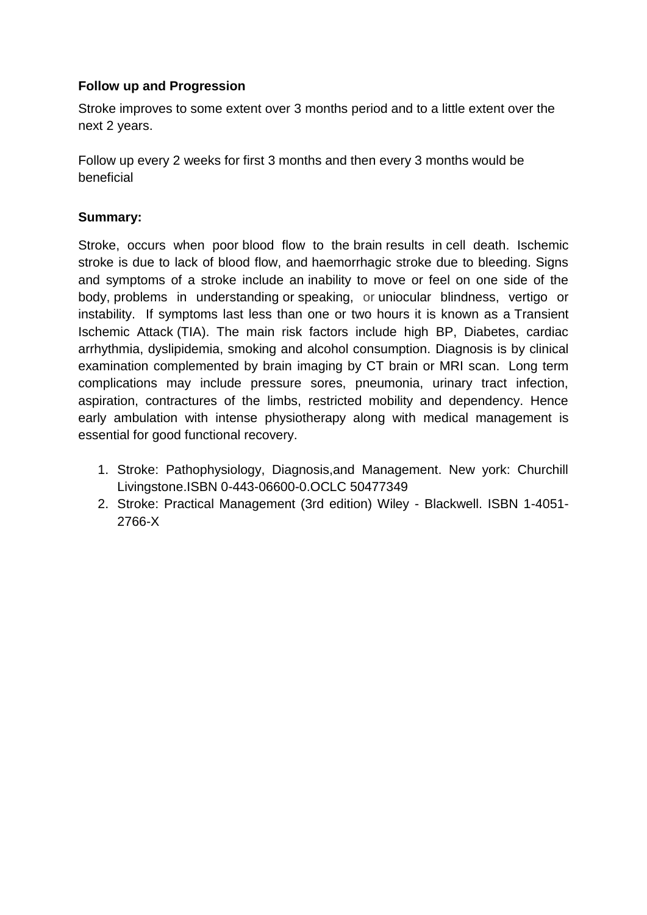**Follow up and Progression**

Stroke improves to some extent over 3 months period and to a little extent over the next 2 years.

Follow up every 2 weeks for first 3 months and then every 3 months would be beneficial

**Summary:**

Stroke, occurs when poor blood flow to the brain results in cell death. Ischemic stroke is due to lack of blood flow, and haemorrhagic stroke due to bleeding. Signs and symptoms of a stroke include an inability to move or feel on one side of the body, problems in understanding or speaking, or uniocular blindness, vertigo or instability. If symptoms last less than one or two hours it is known as a Transient Ischemic Attack (TIA). The main risk factors include high BP, Diabetes, cardiac arrhythmia, dyslipidemia, smoking and alcohol consumption. Diagnosis is by clinical examination complemented by brain imaging by CT brain or MRI scan. Long term complications may include pressure sores, pneumonia, urinary tract infection, aspiration, contractures of the limbs, restricted mobility and dependency. Hence early ambulation with intense physiotherapy along with medical management is essential for good functional recovery.

1. Stroke: Pathophysiology, Diagnosis,and Management. New york: Churchill Livingstone.ISBN 0-443-06600-0.OCLC 50477349
2. Stroke: Practical Management (3rd edition) Wiley - Blackwell. ISBN 1-4051-2766-X